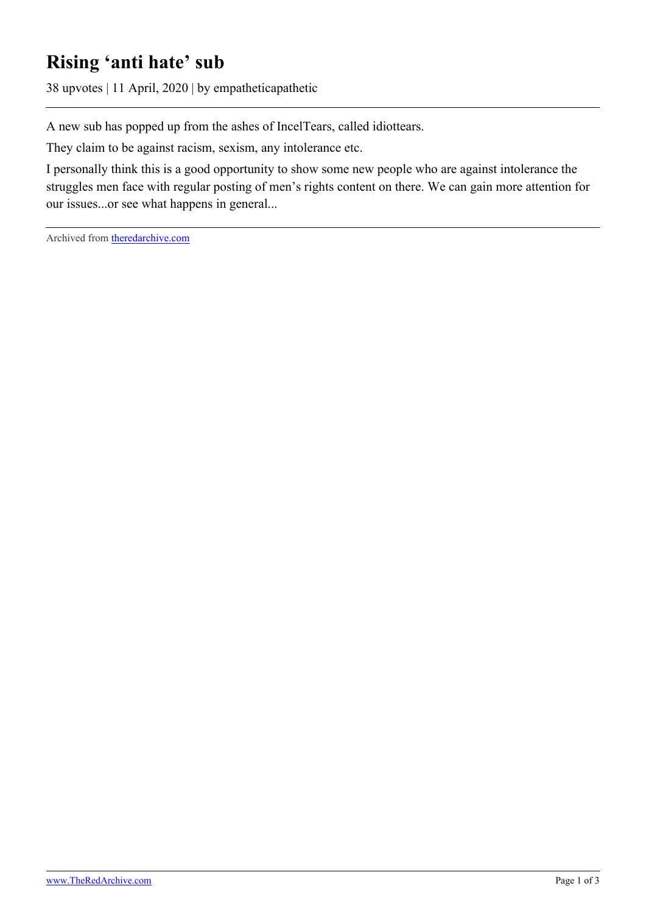# Rising ‘anti hate’ sub

38 upvotes | 11 April, 2020 | by empatheticapathetic

A new sub has popped up from the ashes of IncelTears, called idiottears.

They claim to be against racism, sexism, any intolerance etc.

I personally think this is a good opportunity to show some new people who are against intolerance the struggles men face with regular posting of men’s rights content on there. We can gain more attention for our issues...or see what happens in general...

Archived from [theredarchive.com](https://theredarchive.com)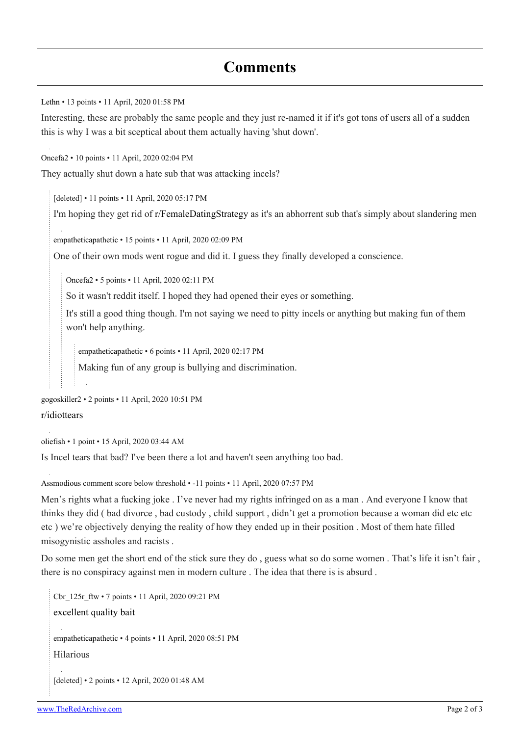# Comments

Lethn • 13 points • 11 April, 2020 01:58 PM

Interesting, these are probably the same people and they just re-named it if it's got tons of users all of a sudden this is why I was a bit sceptical about them actually having 'shut down'.

Oncefa2 • 10 points • 11 April, 2020 02:04 PM

They actually shut down a hate sub that was attacking incels?

> [deleted] • 11 points • 11 April, 2020 05:17 PM
>
> I'm hoping they get rid of r/FemaleDatingStrategy as it's an abhorrent sub that's simply about slandering men

> empatheticapathetic • 15 points • 11 April, 2020 02:09 PM
>
> One of their own mods went rogue and did it. I guess they finally developed a conscience.
>
> > Oncefa2 • 5 points • 11 April, 2020 02:11 PM
> >
> > So it wasn't reddit itself. I hoped they had opened their eyes or something.
> >
> > It's still a good thing though. I'm not saying we need to pitty incels or anything but making fun of them won't help anything.
> >
> > > empatheticapathetic • 6 points • 11 April, 2020 02:17 PM
> > >
> > > Making fun of any group is bullying and discrimination.

gogoskiller2 • 2 points • 11 April, 2020 10:51 PM

r/idiottears

oliefish • 1 point • 15 April, 2020 03:44 AM

Is Incel tears that bad? I've been there a lot and haven't seen anything too bad.

Assmodious comment score below threshold • -11 points • 11 April, 2020 07:57 PM

Men's rights what a fucking joke . I've never had my rights infringed on as a man . And everyone I know that thinks they did ( bad divorce , bad custody , child support , didn't get a promotion because a woman did etc etc etc ) we're objectively denying the reality of how they ended up in their position . Most of them hate filled misogynistic assholes and racists .

Do some men get the short end of the stick sure they do , guess what so do some women . That's life it isn't fair , there is no conspiracy against men in modern culture . The idea that there is is absurd .

> Cbr_125r_ftw • 7 points • 11 April, 2020 09:21 PM
>
> excellent quality bait

> empatheticapathetic • 4 points • 11 April, 2020 08:51 PM
>
> Hilarious

> [deleted] • 2 points • 12 April, 2020 01:48 AM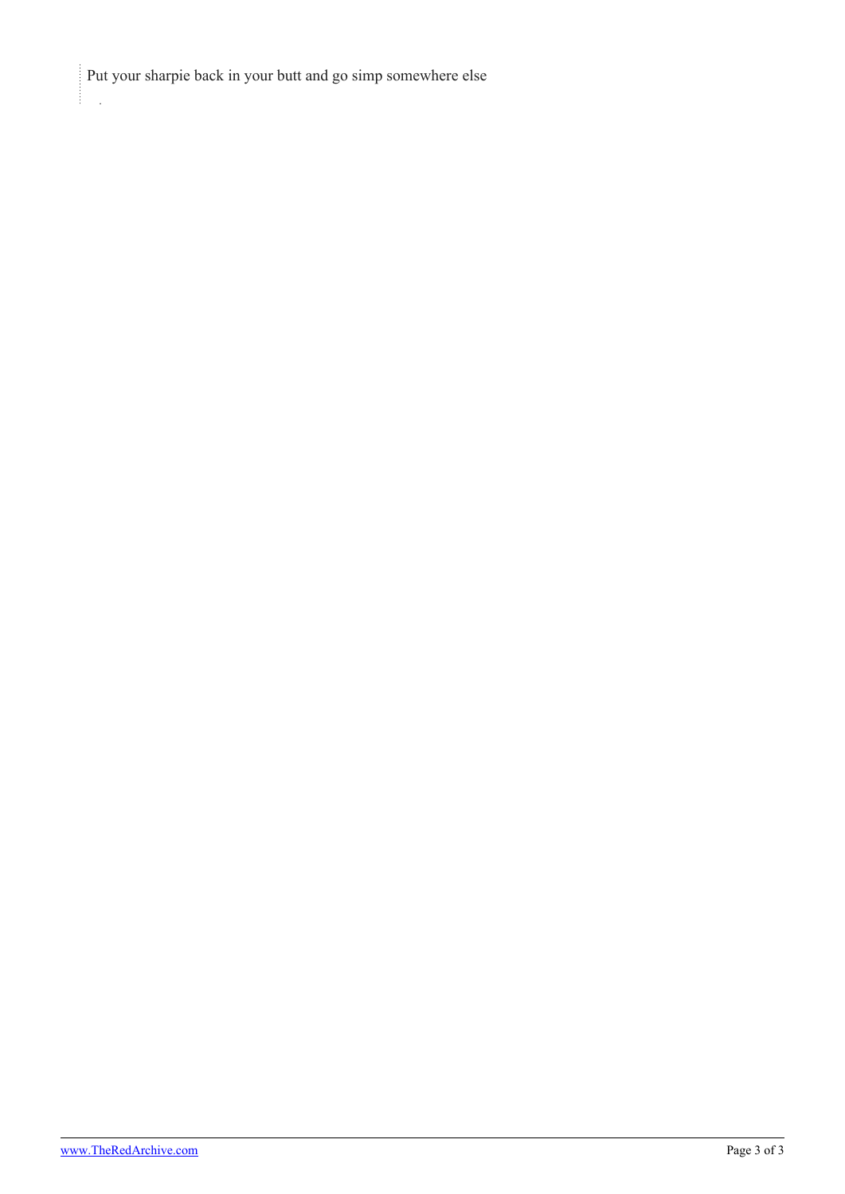> Put your sharpie back in your butt and go simp somewhere else